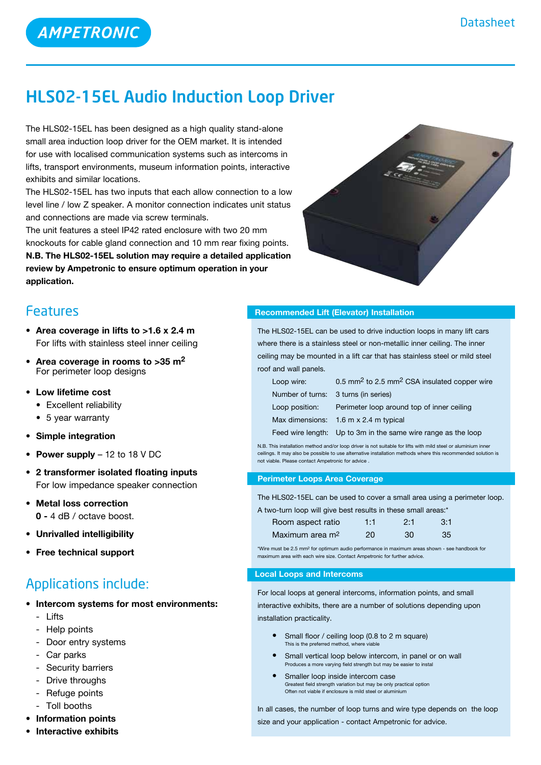AMPETRONIC

Datasheet

# HLS02-15EL Audio Induction Loop Driver

The HLS02-15EL has been designed as a high quality stand-alone small area induction loop driver for the OEM market. It is intended for use with localised communication systems such as intercoms in lifts, transport environments, museum information points, interactive exhibits and similar locations.

The HLS02-15EL has two inputs that each allow connection to a low level line / low Z speaker. A monitor connection indicates unit status and connections are made via screw terminals.

The unit features a steel IP42 rated enclosure with two 20 mm knockouts for cable gland connection and 10 mm rear fixing points.

**N.B. The HLS02-15EL solution may require a detailed application review by Ampetronic to ensure optimum operation in your application.**

## Features

- **Area coverage in lifts to >1.6 x 2.4 m**
  For lifts with stainless steel inner ceiling
- **Area coverage in rooms to >35 m$^2$**
  For perimeter loop designs
- **Low lifetime cost**
  - Excellent reliability
  - 5 year warranty
- **Simple integration**
- **Power supply** – 12 to 18 V DC
- **2 transformer isolated floating inputs**
  For low impedance speaker connection
- **Metal loss correction**
  **0 -** 4 dB / octave boost.
- **Unrivalled intelligibility**
- **Free technical support**

## Applications include:

- **Intercom systems for most environments:**
  - Lifts
  - Help points
  - Door entry systems
  - Car parks
  - Security barriers
  - Drive throughs
  - Refuge points
  - Toll booths
- **Information points**
- **Interactive exhibits**

### Recommended Lift (Elevator) Installation

The HLS02-15EL can be used to drive induction loops in many lift cars where there is a stainless steel or non-metallic inner ceiling. The inner ceiling may be mounted in a lift car that has stainless steel or mild steel roof and wall panels.

| | |
|---|---|
| Loop wire: | 0.5 mm$^2$ to 2.5 mm$^2$ CSA insulated copper wire |
| Number of turns: | 3 turns (in series) |
| Loop position: | Perimeter loop around top of inner ceiling |
| Max dimensions: | 1.6 m x 2.4 m typical |
| Feed wire length: | Up to 3m in the same wire range as the loop |

N.B. This installation method and/or loop driver is not suitable for lifts with mild steel or aluminium inner ceilings. It may also be possible to use alternative installation methods where this recommended solution is not viable. Please contact Ampetronic for advice .

### Perimeter Loops Area Coverage

The HLS02-15EL can be used to cover a small area using a perimeter loop. A two-turn loop will give best results in these small areas:*

| Room aspect ratio | 1:1 | 2:1 | 3:1 |
|---|---|---|---|
| Maximum area m$^2$ | 20 | 30 | 35 |

*Wire must be 2.5 mm$^2$ for optimum audio performance in maximum areas shown - see handbook for maximum area with each wire size. Contact Ampetronic for further advice.

### Local Loops and Intercoms

For local loops at general intercoms, information points, and small interactive exhibits, there are a number of solutions depending upon installation practicality.

- Small floor / ceiling loop (0.8 to 2 m square)
  This is the preferred method, where viable
- Small vertical loop below intercom, in panel or on wall
  Produces a more varying field strength but may be easier to instal
- Smaller loop inside intercom case
  Greatest field strength variation but may be only practical option
  Often not viable if enclosure is mild steel or aluminium

In all cases, the number of loop turns and wire type depends on the loop size and your application - contact Ampetronic for advice.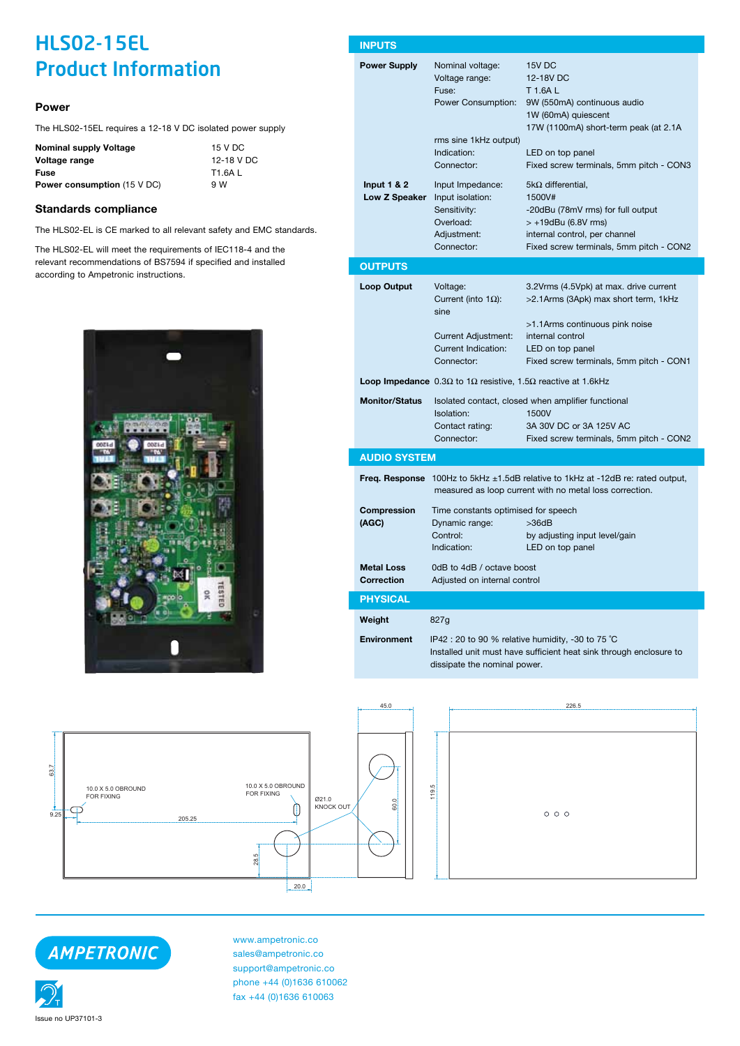# HLS02-15EL Product Information

## Power

The HLS02-15EL requires a 12-18 V DC isolated power supply

| | |
|---|---|
| **Nominal supply Voltage** | 15 V DC |
| **Voltage range** | 12-18 V DC |
| **Fuse** | T1.6A L |
| **Power consumption** (15 V DC) | 9 W |

## Standards compliance

The HLS02-EL is CE marked to all relevant safety and EMC standards.

The HLS02-EL will meet the requirements of IEC118-4 and the relevant recommendations of BS7594 if specified and installed according to Ampetronic instructions.

## INPUTS

| | | |
|---|---|---|
| **Power Supply** | Nominal voltage: | 15V DC |
| | Voltage range: | 12-18V DC |
| | Fuse: | T 1.6A L |
| | Power Consumption: | 9W (550mA) continuous audio |
| | | 1W (60mA) quiescent |
| | | 17W (1100mA) short-term peak (at 2.1A rms sine 1kHz output) |
| | Indication: | LED on top panel |
| | Connector: | Fixed screw terminals, 5mm pitch - CON3 |
| **Input 1 & 2 Low Z Speaker** | Input Impedance: | 5kΩ differential, |
| | Input isolation: | 1500V# |
| | Sensitivity: | -20dBu (78mV rms) for full output |
| | Overload: | > +19dBu (6.8V rms) |
| | Adjustment: | internal control, per channel |
| | Connector: | Fixed screw terminals, 5mm pitch - CON2 |

## OUTPUTS

| | | |
|---|---|---|
| **Loop Output** | Voltage: | 3.2Vrms (4.5Vpk) at max. drive current |
| | Current (into 1Ω): | >2.1Arms (3Apk) max short term, 1kHz sine |
| | | >1.1Arms continuous pink noise |
| | Current Adjustment: | internal control |
| | Current Indication: | LED on top panel |
| | Connector: | Fixed screw terminals, 5mm pitch - CON1 |
| **Loop Impedance** | 0.3Ω to 1Ω resistive, 1.5Ω reactive at 1.6kHz | |
| **Monitor/Status** | Isolated contact, closed when amplifier functional | |
| | Isolation: | 1500V |
| | Contact rating: | 3A 30V DC or 3A 125V AC |
| | Connector: | Fixed screw terminals, 5mm pitch - CON2 |

## AUDIO SYSTEM

| | | |
|---|---|---|
| **Freq. Response** | 100Hz to 5kHz ±1.5dB relative to 1kHz at -12dB re: rated output, measured as loop current with no metal loss correction. | |
| **Compression (AGC)** | Time constants optimised for speech | |
| | Dynamic range: | >36dB |
| | Control: | by adjusting input level/gain |
| | Indication: | LED on top panel |
| **Metal Loss Correction** | 0dB to 4dB / octave boost<br>Adjusted on internal control | |

## PHYSICAL

| | |
|---|---|
| **Weight** | 827g |
| **Environment** | IP42 : 20 to 90 % relative humidity, -30 to 75 °C<br>Installed unit must have sufficient heat sink through enclosure to dissipate the nominal power. |

63.7
9.25
10.0 X 5.0 OBROUND FOR FIXING
205.25
10.0 X 5.0 OBROUND FOR FIXING
28.5
20.0
45.0
Ø21.0 KNOCK OUT
60.0
226.5
119.5

AMPETRONIC

www.ampetronic.co
sales@ampetronic.co
support@ampetronic.co
phone +44 (0)1636 610062
fax +44 (0)1636 610063

Issue no UP37101-3